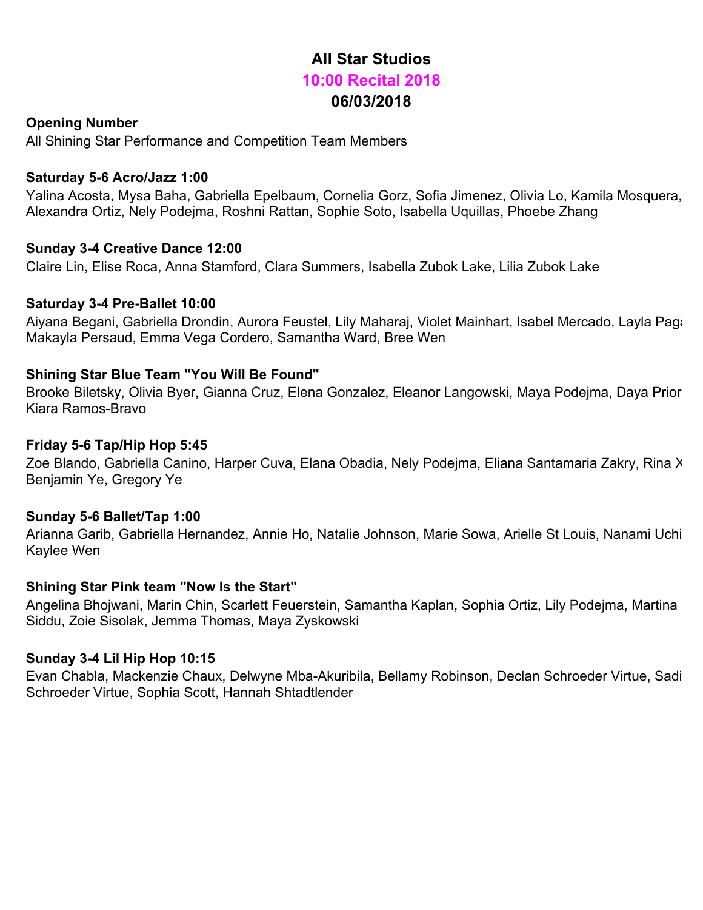# All Star Studios

## 10:00 Recital 2018

## 06/03/2018

**Opening Number**

All Shining Star Performance and Competition Team Members

**Saturday 5-6 Acro/Jazz 1:00**

Yalina Acosta, Mysa Baha, Gabriella Epelbaum, Cornelia Gorz, Sofia Jimenez, Olivia Lo, Kamila Mosquera, Alexandra Ortiz, Nely Podejma, Roshni Rattan, Sophie Soto, Isabella Uquillas, Phoebe Zhang

**Sunday 3-4 Creative Dance 12:00**

Claire Lin, Elise Roca, Anna Stamford, Clara Summers, Isabella Zubok Lake, Lilia Zubok Lake

**Saturday 3-4 Pre-Ballet 10:00**

Aiyana Begani, Gabriella Drondin, Aurora Feustel, Lily Maharaj, Violet Mainhart, Isabel Mercado, Layla Paga Makayla Persaud, Emma Vega Cordero, Samantha Ward, Bree Wen

**Shining Star Blue Team "You Will Be Found"**

Brooke Biletsky, Olivia Byer, Gianna Cruz, Elena Gonzalez, Eleanor Langowski, Maya Podejma, Daya Prior Kiara Ramos-Bravo

**Friday 5-6 Tap/Hip Hop 5:45**

Zoe Blando, Gabriella Canino, Harper Cuva, Elana Obadia, Nely Podejma, Eliana Santamaria Zakry, Rina X Benjamin Ye, Gregory Ye

**Sunday 5-6 Ballet/Tap 1:00**

Arianna Garib, Gabriella Hernandez, Annie Ho, Natalie Johnson, Marie Sowa, Arielle St Louis, Nanami Uchi Kaylee Wen

**Shining Star Pink team "Now Is the Start"**

Angelina Bhojwani, Marin Chin, Scarlett Feuerstein, Samantha Kaplan, Sophia Ortiz, Lily Podejma, Martina Siddu, Zoie Sisolak, Jemma Thomas, Maya Zyskowski

**Sunday 3-4 Lil Hip Hop 10:15**

Evan Chabla, Mackenzie Chaux, Delwyne Mba-Akuribila, Bellamy Robinson, Declan Schroeder Virtue, Sadi Schroeder Virtue, Sophia Scott, Hannah Shtadtlender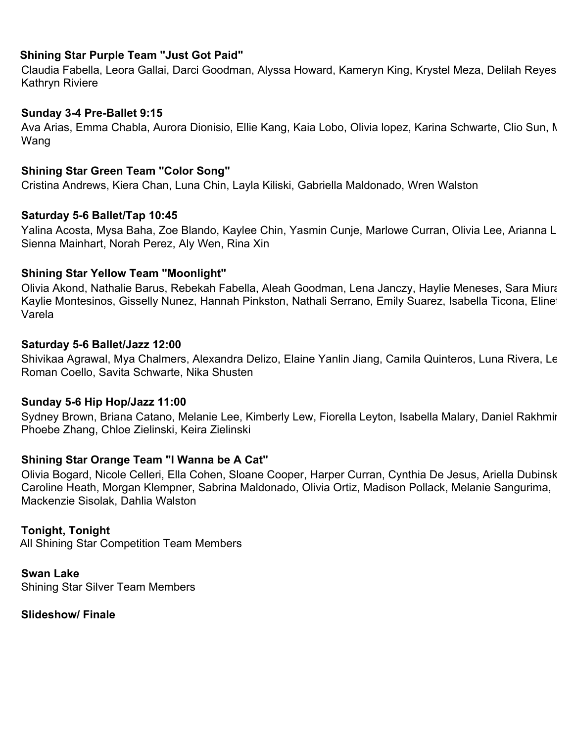**Shining Star Purple Team "Just Got Paid"**

Claudia Fabella, Leora Gallai, Darci Goodman, Alyssa Howard, Kameryn King, Krystel Meza, Delilah Reyes Kathryn Riviere

**Sunday 3-4 Pre-Ballet 9:15**

Ava Arias, Emma Chabla, Aurora Dionisio, Ellie Kang, Kaia Lobo, Olivia lopez, Karina Schwarte, Clio Sun, M Wang

**Shining Star Green Team "Color Song"**

Cristina Andrews, Kiera Chan, Luna Chin, Layla Kiliski, Gabriella Maldonado, Wren Walston

**Saturday 5-6 Ballet/Tap 10:45**

Yalina Acosta, Mysa Baha, Zoe Blando, Kaylee Chin, Yasmin Cunje, Marlowe Curran, Olivia Lee, Arianna L Sienna Mainhart, Norah Perez, Aly Wen, Rina Xin

**Shining Star Yellow Team "Moonlight"**

Olivia Akond, Nathalie Barus, Rebekah Fabella, Aleah Goodman, Lena Janczy, Haylie Meneses, Sara Miura Kaylie Montesinos, Gisselly Nunez, Hannah Pinkston, Nathali Serrano, Emily Suarez, Isabella Ticona, Eline Varela

**Saturday 5-6 Ballet/Jazz 12:00**

Shivikaa Agrawal, Mya Chalmers, Alexandra Delizo, Elaine Yanlin Jiang, Camila Quinteros, Luna Rivera, Le Roman Coello, Savita Schwarte, Nika Shusten

**Sunday 5-6 Hip Hop/Jazz 11:00**

Sydney Brown, Briana Catano, Melanie Lee, Kimberly Lew, Fiorella Leyton, Isabella Malary, Daniel Rakhmi Phoebe Zhang, Chloe Zielinski, Keira Zielinski

**Shining Star Orange Team "I Wanna be A Cat"**

Olivia Bogard, Nicole Celleri, Ella Cohen, Sloane Cooper, Harper Curran, Cynthia De Jesus, Ariella Dubinsk Caroline Heath, Morgan Klempner, Sabrina Maldonado, Olivia Ortiz, Madison Pollack, Melanie Sangurima, Mackenzie Sisolak, Dahlia Walston

**Tonight, Tonight**

All Shining Star Competition Team Members

**Swan Lake**

Shining Star Silver Team Members

**Slideshow/ Finale**